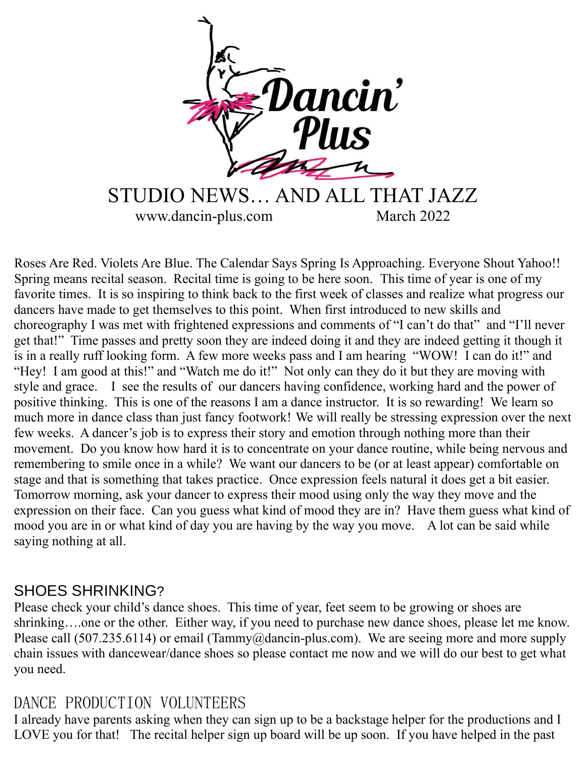# Dancin' Plus

## STUDIO NEWS… AND ALL THAT JAZZ

www.dancin-plus.com March 2022

Roses Are Red. Violets Are Blue. The Calendar Says Spring Is Approaching. Everyone Shout Yahoo!! Spring means recital season. Recital time is going to be here soon. This time of year is one of my favorite times. It is so inspiring to think back to the first week of classes and realize what progress our dancers have made to get themselves to this point. When first introduced to new skills and choreography I was met with frightened expressions and comments of "I can't do that" and "I'll never get that!" Time passes and pretty soon they are indeed doing it and they are indeed getting it though it is in a really ruff looking form. A few more weeks pass and I am hearing "WOW! I can do it!" and "Hey! I am good at this!" and "Watch me do it!" Not only can they do it but they are moving with style and grace. I see the results of our dancers having confidence, working hard and the power of positive thinking. This is one of the reasons I am a dance instructor. It is so rewarding! We learn so much more in dance class than just fancy footwork! We will really be stressing expression over the next few weeks. A dancer's job is to express their story and emotion through nothing more than their movement. Do you know how hard it is to concentrate on your dance routine, while being nervous and remembering to smile once in a while? We want our dancers to be (or at least appear) comfortable on stage and that is something that takes practice. Once expression feels natural it does get a bit easier. Tomorrow morning, ask your dancer to express their mood using only the way they move and the expression on their face. Can you guess what kind of mood they are in? Have them guess what kind of mood you are in or what kind of day you are having by the way you move. A lot can be said while saying nothing at all.

### SHOES SHRINKING?

Please check your child's dance shoes. This time of year, feet seem to be growing or shoes are shrinking….one or the other. Either way, if you need to purchase new dance shoes, please let me know. Please call (507.235.6114) or email (Tammy@dancin-plus.com). We are seeing more and more supply chain issues with dancewear/dance shoes so please contact me now and we will do our best to get what you need.

### DANCE PRODUCTION VOLUNTEERS

I already have parents asking when they can sign up to be a backstage helper for the productions and I LOVE you for that! The recital helper sign up board will be up soon. If you have helped in the past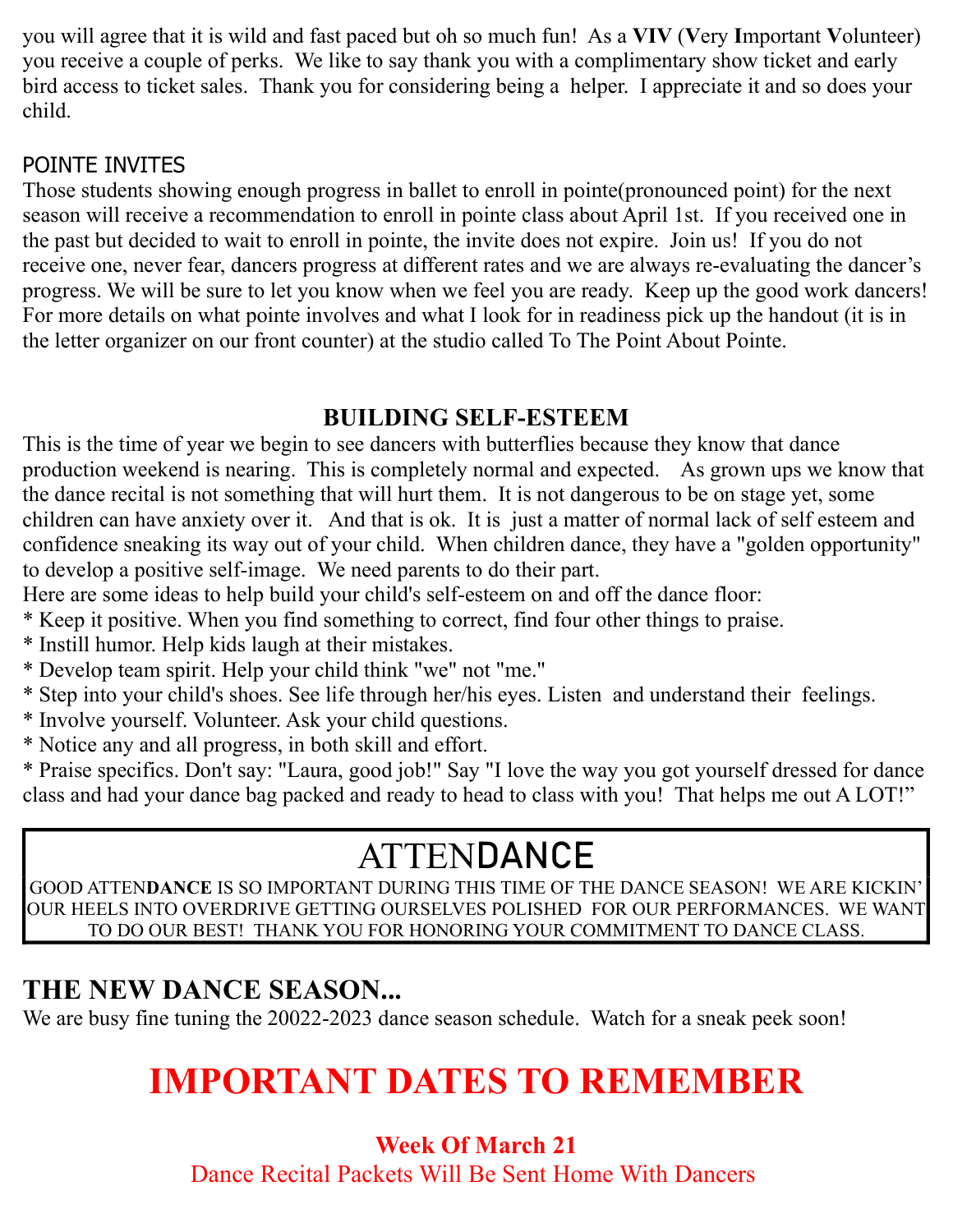you will agree that it is wild and fast paced but oh so much fun! As a **VIV** (**V**ery **I**mportant **V**olunteer) you receive a couple of perks. We like to say thank you with a complimentary show ticket and early bird access to ticket sales. Thank you for considering being a helper. I appreciate it and so does your child.

## POINTE INVITES

Those students showing enough progress in ballet to enroll in pointe(pronounced point) for the next season will receive a recommendation to enroll in pointe class about April 1st. If you received one in the past but decided to wait to enroll in pointe, the invite does not expire. Join us! If you do not receive one, never fear, dancers progress at different rates and we are always re-evaluating the dancer's progress. We will be sure to let you know when we feel you are ready. Keep up the good work dancers! For more details on what pointe involves and what I look for in readiness pick up the handout (it is in the letter organizer on our front counter) at the studio called To The Point About Pointe.

## BUILDING SELF-ESTEEM

This is the time of year we begin to see dancers with butterflies because they know that dance production weekend is nearing. This is completely normal and expected. As grown ups we know that the dance recital is not something that will hurt them. It is not dangerous to be on stage yet, some children can have anxiety over it. And that is ok. It is just a matter of normal lack of self esteem and confidence sneaking its way out of your child. When children dance, they have a "golden opportunity" to develop a positive self-image. We need parents to do their part.

Here are some ideas to help build your child's self-esteem on and off the dance floor:

* Keep it positive. When you find something to correct, find four other things to praise.
* Instill humor. Help kids laugh at their mistakes.
* Develop team spirit. Help your child think "we" not "me."
* Step into your child's shoes. See life through her/his eyes. Listen and understand their feelings.
* Involve yourself. Volunteer. Ask your child questions.
* Notice any and all progress, in both skill and effort.
* Praise specifics. Don't say: "Laura, good job!" Say "I love the way you got yourself dressed for dance class and had your dance bag packed and ready to head to class with you! That helps me out A LOT!"

## ATTEN**DANCE**

GOOD ATTEN**DANCE** IS SO IMPORTANT DURING THIS TIME OF THE DANCE SEASON! WE ARE KICKIN' OUR HEELS INTO OVERDRIVE GETTING OURSELVES POLISHED FOR OUR PERFORMANCES. WE WANT TO DO OUR BEST! THANK YOU FOR HONORING YOUR COMMITMENT TO DANCE CLASS.

## THE NEW DANCE SEASON...

We are busy fine tuning the 20022-2023 dance season schedule. Watch for a sneak peek soon!

# IMPORTANT DATES TO REMEMBER

**Week Of March 21**

Dance Recital Packets Will Be Sent Home With Dancers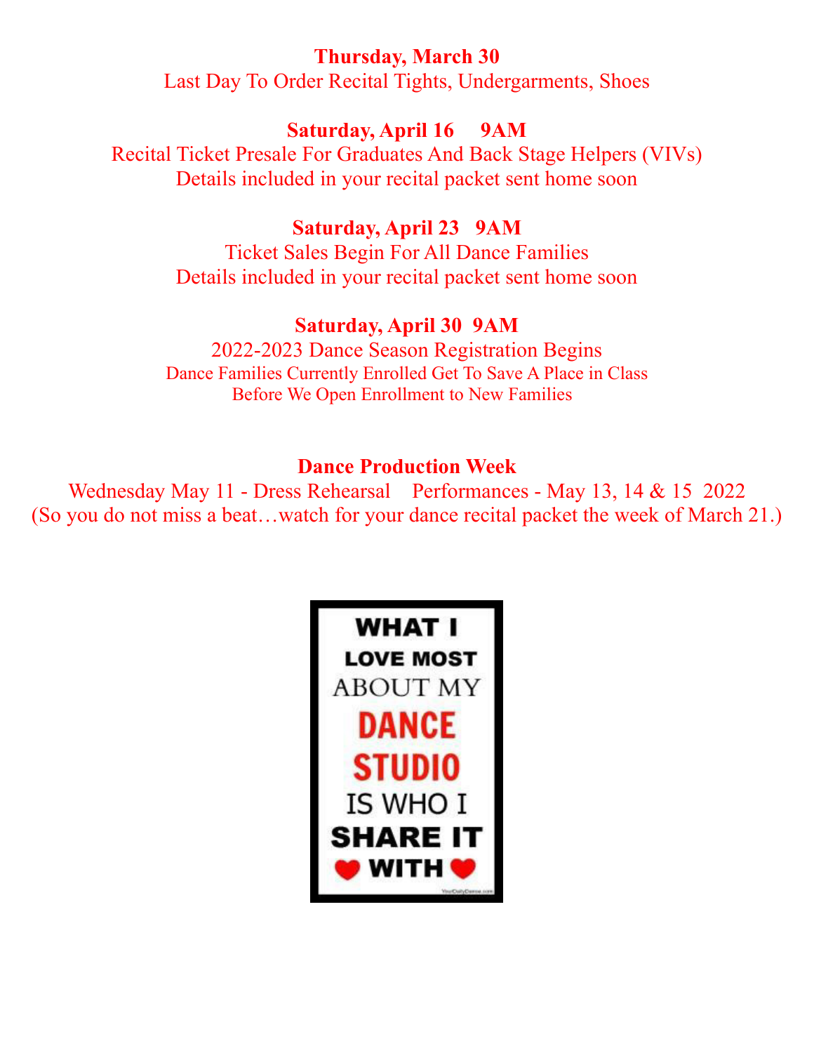**Thursday, March 30**
Last Day To Order Recital Tights, Undergarments, Shoes

**Saturday, April 16 9AM**
Recital Ticket Presale For Graduates And Back Stage Helpers (VIVs)
Details included in your recital packet sent home soon

**Saturday, April 23 9AM**
Ticket Sales Begin For All Dance Families
Details included in your recital packet sent home soon

**Saturday, April 30 9AM**
2022-2023 Dance Season Registration Begins
Dance Families Currently Enrolled Get To Save A Place in Class
Before We Open Enrollment to New Families

**Dance Production Week**
Wednesday May 11 - Dress Rehearsal Performances - May 13, 14 & 15 2022
(So you do not miss a beat…watch for your dance recital packet the week of March 21.)

WHAT I LOVE MOST ABOUT MY DANCE STUDIO IS WHO I SHARE IT WITH